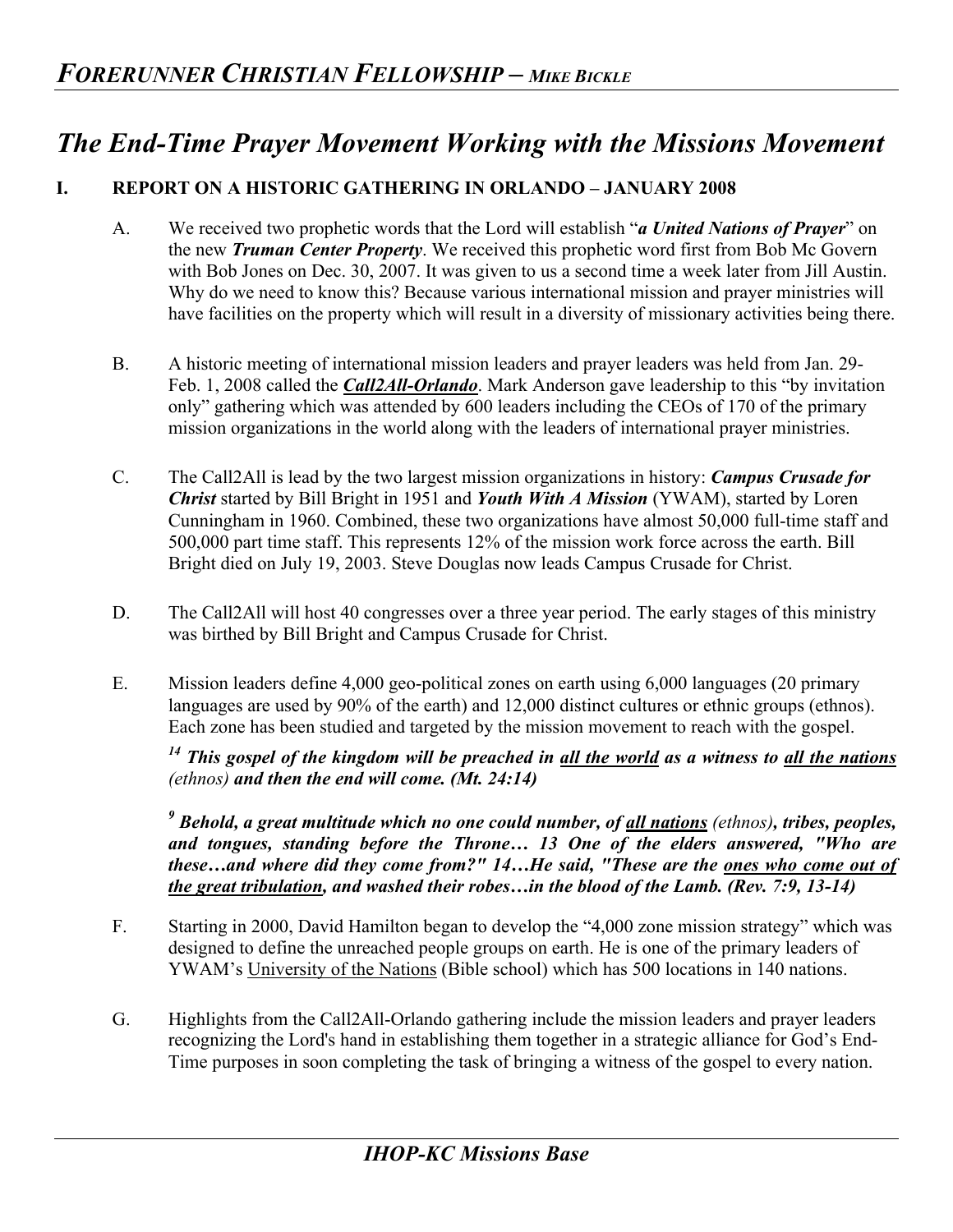# The End-Time Prayer Movement Working with the Missions Movement

## I. REPORT ON A HISTORIC GATHERING IN ORLANDO – JANUARY 2008

A. We received two prophetic words that the Lord will establish "***a United Nations of Prayer***" on the new ***Truman Center Property***. We received this prophetic word first from Bob Mc Govern with Bob Jones on Dec. 30, 2007. It was given to us a second time a week later from Jill Austin. Why do we need to know this? Because various international mission and prayer ministries will have facilities on the property which will result in a diversity of missionary activities being there.

B. A historic meeting of international mission leaders and prayer leaders was held from Jan. 29-Feb. 1, 2008 called the ***<u>Call2All-Orlando</u>***. Mark Anderson gave leadership to this "by invitation only" gathering which was attended by 600 leaders including the CEOs of 170 of the primary mission organizations in the world along with the leaders of international prayer ministries.

C. The Call2All is lead by the two largest mission organizations in history: ***Campus Crusade for Christ*** started by Bill Bright in 1951 and ***Youth With A Mission*** (YWAM), started by Loren Cunningham in 1960. Combined, these two organizations have almost 50,000 full-time staff and 500,000 part time staff. This represents 12% of the mission work force across the earth. Bill Bright died on July 19, 2003. Steve Douglas now leads Campus Crusade for Christ.

D. The Call2All will host 40 congresses over a three year period. The early stages of this ministry was birthed by Bill Bright and Campus Crusade for Christ.

E. Mission leaders define 4,000 geo-political zones on earth using 6,000 languages (20 primary languages are used by 90% of the earth) and 12,000 distinct cultures or ethnic groups (ethnos). Each zone has been studied and targeted by the mission movement to reach with the gospel.

> ***[14] This gospel of the kingdom will be preached in <u>all the world</u> as a witness to <u>all the nations</u>*** *(ethnos)* ***and then the end will come. (Mt. 24:14)***
>
> ***[9] Behold, a great multitude which no one could number, of <u>all nations</u>*** *(ethnos)*, ***tribes, peoples, and tongues, standing before the Throne… 13 One of the elders answered, "Who are these…and where did they come from?" 14…He said, "These are the <u>ones who come out of the great tribulation</u>, and washed their robes…in the blood of the Lamb. (Rev. 7:9, 13-14)***

F. Starting in 2000, David Hamilton began to develop the "4,000 zone mission strategy" which was designed to define the unreached people groups on earth. He is one of the primary leaders of YWAM's <u>University of the Nations</u> (Bible school) which has 500 locations in 140 nations.

G. Highlights from the Call2All-Orlando gathering include the mission leaders and prayer leaders recognizing the Lord's hand in establishing them together in a strategic alliance for God's End-Time purposes in soon completing the task of bringing a witness of the gospel to every nation.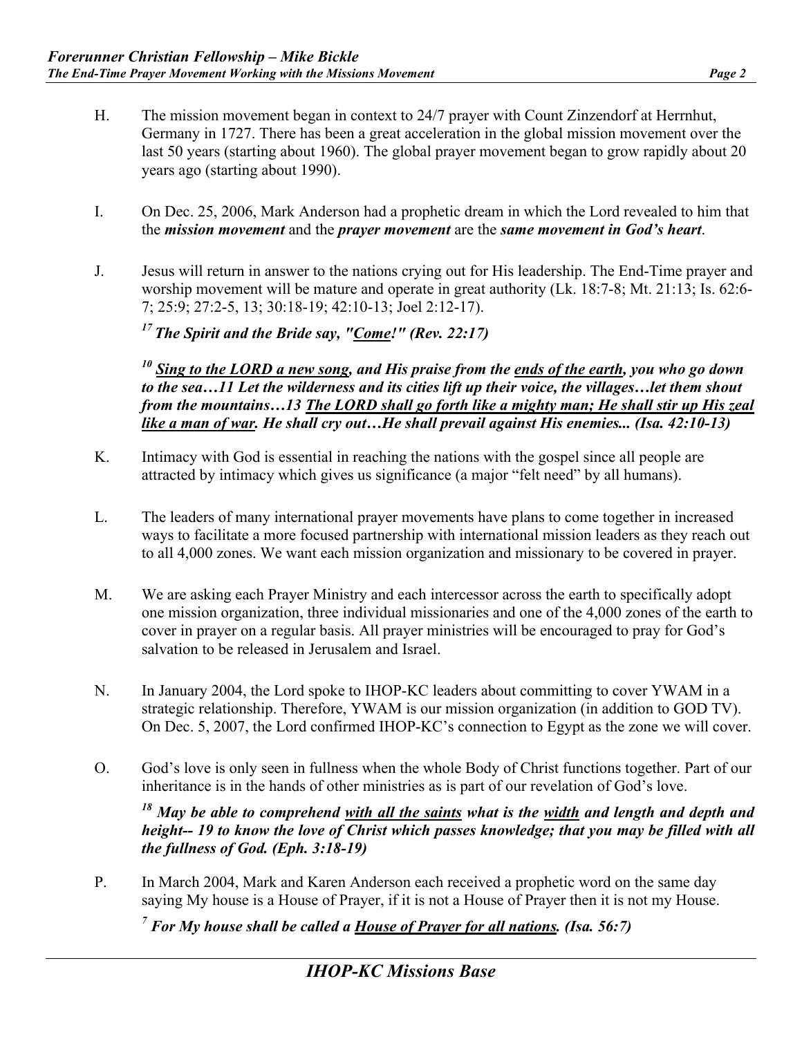H. The mission movement began in context to 24/7 prayer with Count Zinzendorf at Herrnhut, Germany in 1727. There has been a great acceleration in the global mission movement over the last 50 years (starting about 1960). The global prayer movement began to grow rapidly about 20 years ago (starting about 1990).

I. On Dec. 25, 2006, Mark Anderson had a prophetic dream in which the Lord revealed to him that the ***mission movement*** and the ***prayer movement*** are the ***same movement in God's heart***.

J. Jesus will return in answer to the nations crying out for His leadership. The End-Time prayer and worship movement will be mature and operate in great authority (Lk. 18:7-8; Mt. 21:13; Is. 62:6-7; 25:9; 27:2-5, 13; 30:18-19; 42:10-13; Joel 2:12-17).

***[17] The Spirit and the Bride say, "<u>Come</u>!" (Rev. 22:17)***

***[10] <u>Sing to the LORD a new song</u>, and His praise from the <u>ends of the earth</u>, you who go down to the sea…11 Let the wilderness and its cities lift up their voice, the villages…let them shout from the mountains…13 <u>The LORD shall go forth like a mighty man; He shall stir up His zeal like a man of war</u>. He shall cry out…He shall prevail against His enemies... (Isa. 42:10-13)***

K. Intimacy with God is essential in reaching the nations with the gospel since all people are attracted by intimacy which gives us significance (a major "felt need" by all humans).

L. The leaders of many international prayer movements have plans to come together in increased ways to facilitate a more focused partnership with international mission leaders as they reach out to all 4,000 zones. We want each mission organization and missionary to be covered in prayer.

M. We are asking each Prayer Ministry and each intercessor across the earth to specifically adopt one mission organization, three individual missionaries and one of the 4,000 zones of the earth to cover in prayer on a regular basis. All prayer ministries will be encouraged to pray for God's salvation to be released in Jerusalem and Israel.

N. In January 2004, the Lord spoke to IHOP-KC leaders about committing to cover YWAM in a strategic relationship. Therefore, YWAM is our mission organization (in addition to GOD TV). On Dec. 5, 2007, the Lord confirmed IHOP-KC's connection to Egypt as the zone we will cover.

O. God's love is only seen in fullness when the whole Body of Christ functions together. Part of our inheritance is in the hands of other ministries as is part of our revelation of God's love.

***[18] May be able to comprehend <u>with all the saints</u> what is the <u>width</u> and length and depth and height-- 19 to know the love of Christ which passes knowledge; that you may be filled with all the fullness of God. (Eph. 3:18-19)***

P. In March 2004, Mark and Karen Anderson each received a prophetic word on the same day saying My house is a House of Prayer, if it is not a House of Prayer then it is not my House.

***[7] For My house shall be called a <u>House of Prayer for all nations</u>. (Isa. 56:7)***